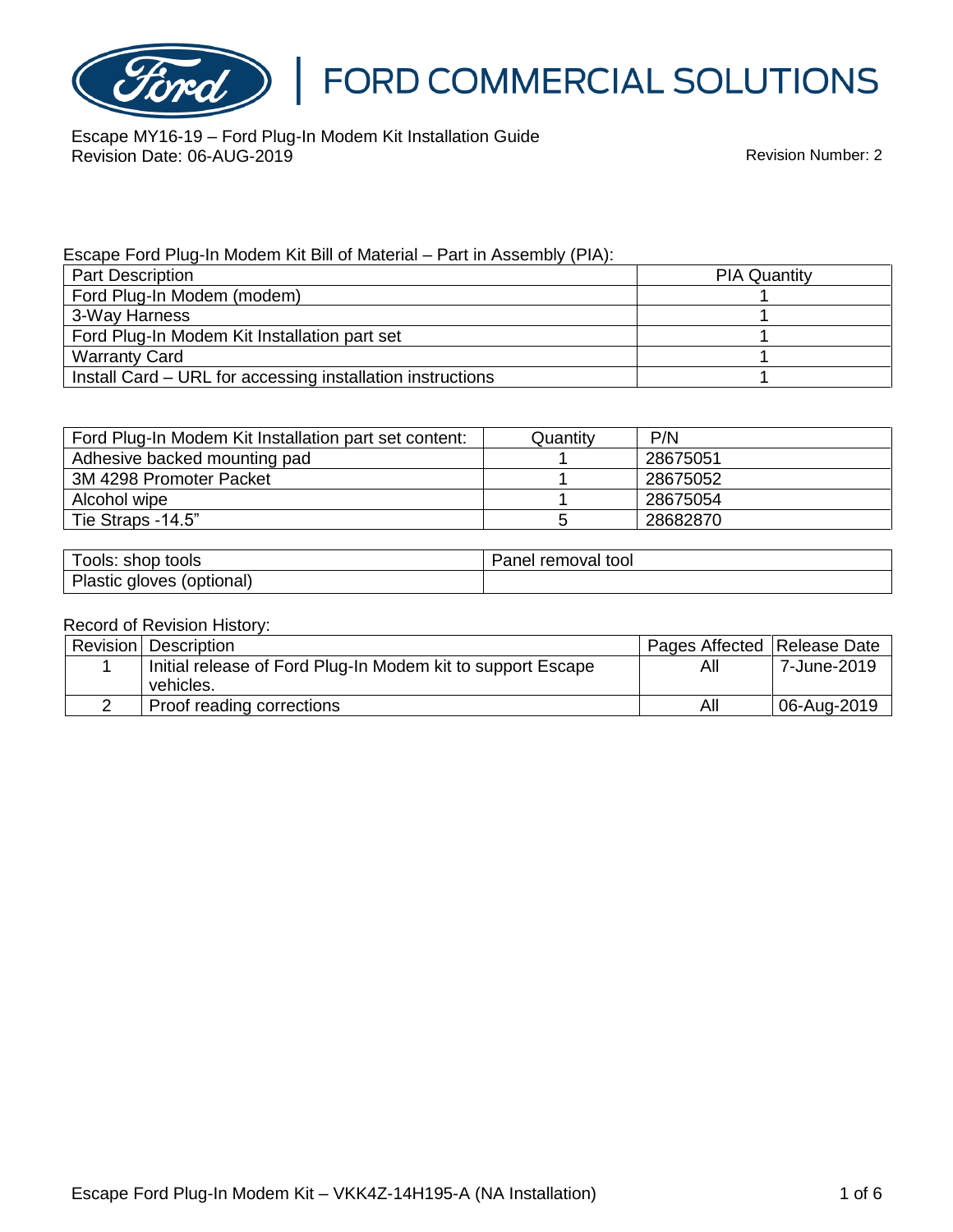# FORD COMMERCIAL SOLUTIONS

Escape MY16-19 – Ford Plug-In Modem Kit Installation Guide
Revision Date: 06-AUG-2019

Revision Number: 2

Escape Ford Plug-In Modem Kit Bill of Material – Part in Assembly (PIA):

| Part Description | PIA Quantity |
|---|---|
| Ford Plug-In Modem (modem) | 1 |
| 3-Way Harness | 1 |
| Ford Plug-In Modem Kit Installation part set | 1 |
| Warranty Card | 1 |
| Install Card – URL for accessing installation instructions | 1 |

| Ford Plug-In Modem Kit Installation part set content: | Quantity | P/N |
|---|---|---|
| Adhesive backed mounting pad | 1 | 28675051 |
| 3M 4298 Promoter Packet | 1 | 28675052 |
| Alcohol wipe | 1 | 28675054 |
| Tie Straps -14.5” | 5 | 28682870 |

| Tools: shop tools | Panel removal tool |
|---|---|
| Plastic gloves (optional) | |

Record of Revision History:

| Revision | Description | Pages Affected | Release Date |
|---|---|---|---|
| 1 | Initial release of Ford Plug-In Modem kit to support Escape vehicles. | All | 7-June-2019 |
| 2 | Proof reading corrections | All | 06-Aug-2019 |

Escape Ford Plug-In Modem Kit – VKK4Z-14H195-A (NA Installation)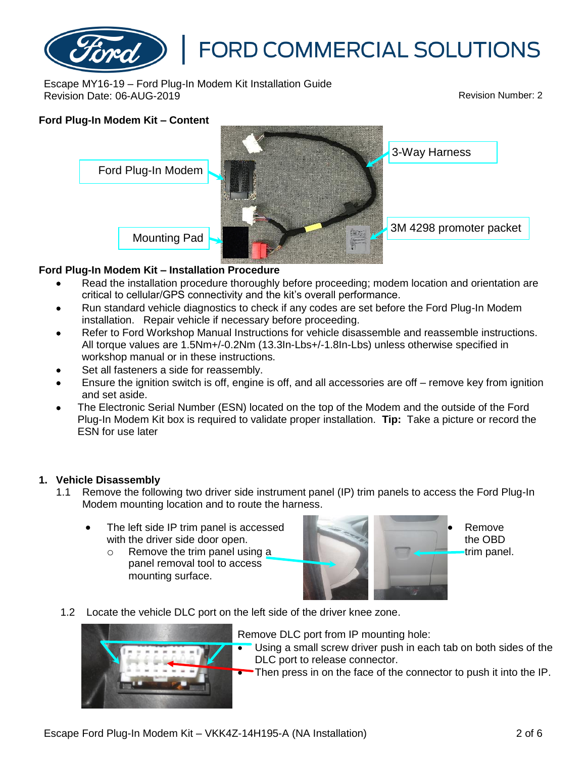Escape MY16-19 – Ford Plug-In Modem Kit Installation Guide
Revision Date: 06-AUG-2019

Revision Number: 2

### Ford Plug-In Modem Kit – Content

Ford Plug-In Modem

3-Way Harness

Mounting Pad

3M 4298 promoter packet

### Ford Plug-In Modem Kit – Installation Procedure

- Read the installation procedure thoroughly before proceeding; modem location and orientation are critical to cellular/GPS connectivity and the kit's overall performance.
- Run standard vehicle diagnostics to check if any codes are set before the Ford Plug-In Modem installation. Repair vehicle if necessary before proceeding.
- Refer to Ford Workshop Manual Instructions for vehicle disassemble and reassemble instructions. All torque values are 1.5Nm+/-0.2Nm (13.3In-Lbs+/-1.8In-Lbs) unless otherwise specified in workshop manual or in these instructions.
- Set all fasteners a side for reassembly.
- Ensure the ignition switch is off, engine is off, and all accessories are off – remove key from ignition and set aside.
- The Electronic Serial Number (ESN) located on the top of the Modem and the outside of the Ford Plug-In Modem Kit box is required to validate proper installation. **Tip:** Take a picture or record the ESN for use later

### 1. Vehicle Disassembly

1.1 Remove the following two driver side instrument panel (IP) trim panels to access the Ford Plug-In Modem mounting location and to route the harness.

- The left side IP trim panel is accessed with the driver side door open.
  - Remove the trim panel using a panel removal tool to access mounting surface.
- Remove the OBD trim panel.

1.2 Locate the vehicle DLC port on the left side of the driver knee zone.

Remove DLC port from IP mounting hole:

- Using a small screw driver push in each tab on both sides of the DLC port to release connector.
- Then press in on the face of the connector to push it into the IP.

Escape Ford Plug-In Modem Kit – VKK4Z-14H195-A (NA Installation)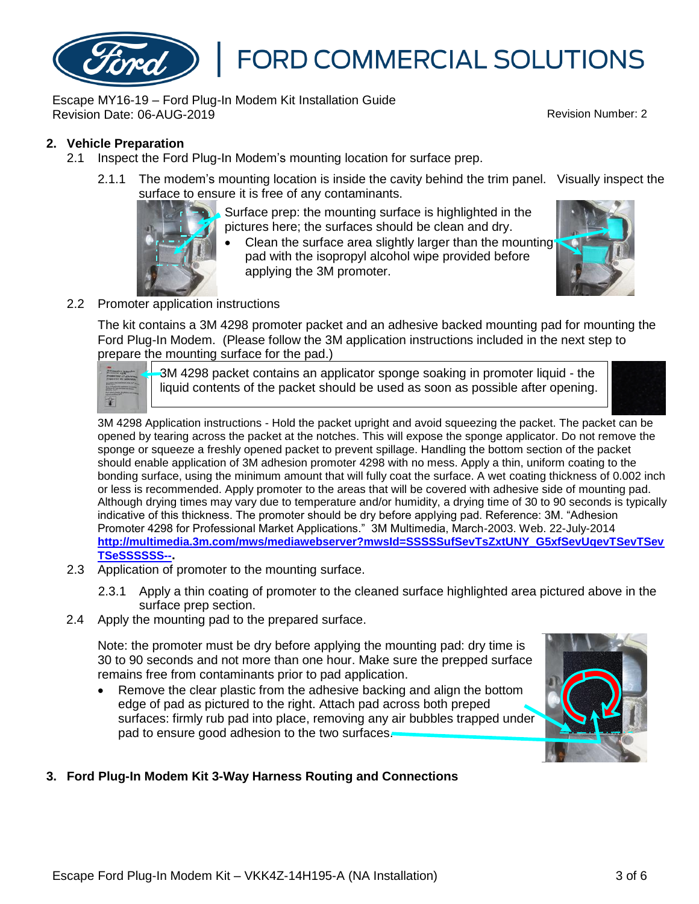## 2. Vehicle Preparation

2.1 Inspect the Ford Plug-In Modem's mounting location for surface prep.

2.1.1 The modem's mounting location is inside the cavity behind the trim panel. Visually inspect the surface to ensure it is free of any contaminants.

Surface prep: the mounting surface is highlighted in the pictures here; the surfaces should be clean and dry.

- Clean the surface area slightly larger than the mounting pad with the isopropyl alcohol wipe provided before applying the 3M promoter.

2.2 Promoter application instructions

The kit contains a 3M 4298 promoter packet and an adhesive backed mounting pad for mounting the Ford Plug-In Modem. (Please follow the 3M application instructions included in the next step to prepare the mounting surface for the pad.)

3M 4298 packet contains an applicator sponge soaking in promoter liquid - the liquid contents of the packet should be used as soon as possible after opening.

3M 4298 Application instructions - Hold the packet upright and avoid squeezing the packet. The packet can be opened by tearing across the packet at the notches. This will expose the sponge applicator. Do not remove the sponge or squeeze a freshly opened packet to prevent spillage. Handling the bottom section of the packet should enable application of 3M adhesion promoter 4298 with no mess. Apply a thin, uniform coating to the bonding surface, using the minimum amount that will fully coat the surface. A wet coating thickness of 0.002 inch or less is recommended. Apply promoter to the areas that will be covered with adhesive side of mounting pad. Although drying times may vary due to temperature and/or humidity, a drying time of 30 to 90 seconds is typically indicative of this thickness. The promoter should be dry before applying pad. Reference: 3M. "Adhesion Promoter 4298 for Professional Market Applications." 3M Multimedia, March-2003. Web. 22-July-2014 **http://multimedia.3m.com/mws/mediawebserver?mwsId=SSSSSufSevTsZxtUNY_G5xfSevUqevTSevTSevTSeSSSSSS--**.

2.3 Application of promoter to the mounting surface.

2.3.1 Apply a thin coating of promoter to the cleaned surface highlighted area pictured above in the surface prep section.

2.4 Apply the mounting pad to the prepared surface.

Note: the promoter must be dry before applying the mounting pad: dry time is 30 to 90 seconds and not more than one hour. Make sure the prepped surface remains free from contaminants prior to pad application.

- Remove the clear plastic from the adhesive backing and align the bottom edge of pad as pictured to the right. Attach pad across both preped surfaces: firmly rub pad into place, removing any air bubbles trapped under pad to ensure good adhesion to the two surfaces.

## 3. Ford Plug-In Modem Kit 3-Way Harness Routing and Connections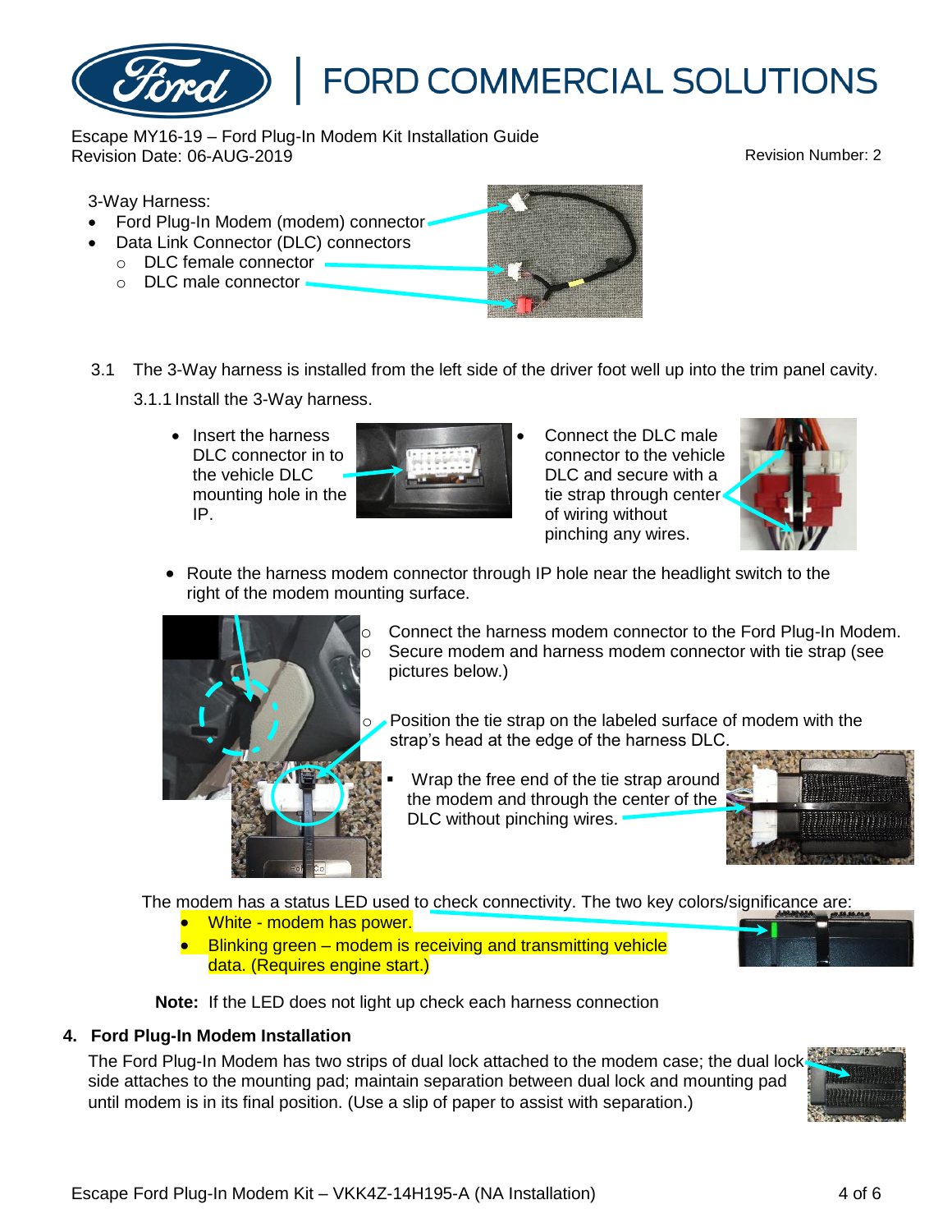3-Way Harness:

- Ford Plug-In Modem (modem) connector
- Data Link Connector (DLC) connectors
  - DLC female connector
  - DLC male connector

3.1 The 3-Way harness is installed from the left side of the driver foot well up into the trim panel cavity.

3.1.1 Install the 3-Way harness.

- Insert the harness DLC connector in to the vehicle DLC mounting hole in the IP.
- Connect the DLC male connector to the vehicle DLC and secure with a tie strap through center of wiring without pinching any wires.
- Route the harness modem connector through IP hole near the headlight switch to the right of the modem mounting surface.
  - Connect the harness modem connector to the Ford Plug-In Modem.
  - Secure modem and harness modem connector with tie strap (see pictures below.)
  - Position the tie strap on the labeled surface of modem with the strap's head at the edge of the harness DLC.
    - Wrap the free end of the tie strap around the modem and through the center of the DLC without pinching wires.

The modem has a status LED used to check connectivity. The two key colors/significance are:

- White - modem has power.
- Blinking green – modem is receiving and transmitting vehicle data. (Requires engine start.)

**Note:** If the LED does not light up check each harness connection

## 4. Ford Plug-In Modem Installation

The Ford Plug-In Modem has two strips of dual lock attached to the modem case; the dual lock side attaches to the mounting pad; maintain separation between dual lock and mounting pad until modem is in its final position. (Use a slip of paper to assist with separation.)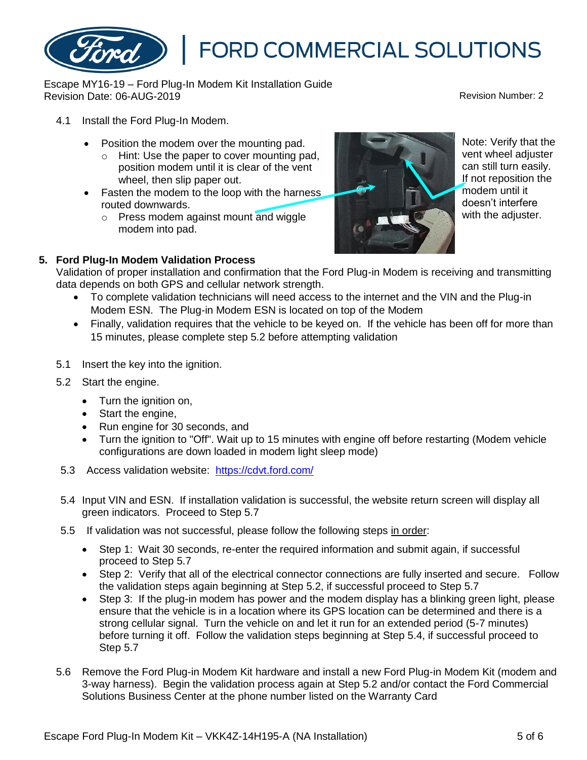4.1 Install the Ford Plug-In Modem.

- Position the modem over the mounting pad.
  - Hint: Use the paper to cover mounting pad, position modem until it is clear of the vent wheel, then slip paper out.
- Fasten the modem to the loop with the harness routed downwards.
  - Press modem against mount and wiggle modem into pad.

Note: Verify that the vent wheel adjuster can still turn easily. If not reposition the modem until it doesn't interfere with the adjuster.

## 5. Ford Plug-In Modem Validation Process

Validation of proper installation and confirmation that the Ford Plug-in Modem is receiving and transmitting data depends on both GPS and cellular network strength.

- To complete validation technicians will need access to the internet and the VIN and the Plug-in Modem ESN. The Plug-in Modem ESN is located on top of the Modem
- Finally, validation requires that the vehicle to be keyed on. If the vehicle has been off for more than 15 minutes, please complete step 5.2 before attempting validation

5.1 Insert the key into the ignition.

5.2 Start the engine.

- Turn the ignition on,
- Start the engine,
- Run engine for 30 seconds, and
- Turn the ignition to "Off". Wait up to 15 minutes with engine off before restarting (Modem vehicle configurations are down loaded in modem light sleep mode)

5.3 Access validation website: [https://cdvt.ford.com/](https://cdvt.ford.com/)

5.4 Input VIN and ESN. If installation validation is successful, the website return screen will display all green indicators. Proceed to Step 5.7

5.5 If validation was not successful, please follow the following steps <u>in order</u>:

- Step 1: Wait 30 seconds, re-enter the required information and submit again, if successful proceed to Step 5.7
- Step 2: Verify that all of the electrical connector connections are fully inserted and secure. Follow the validation steps again beginning at Step 5.2, if successful proceed to Step 5.7
- Step 3: If the plug-in modem has power and the modem display has a blinking green light, please ensure that the vehicle is in a location where its GPS location can be determined and there is a strong cellular signal. Turn the vehicle on and let it run for an extended period (5-7 minutes) before turning it off. Follow the validation steps beginning at Step 5.4, if successful proceed to Step 5.7

5.6 Remove the Ford Plug-in Modem Kit hardware and install a new Ford Plug-in Modem Kit (modem and 3-way harness). Begin the validation process again at Step 5.2 and/or contact the Ford Commercial Solutions Business Center at the phone number listed on the Warranty Card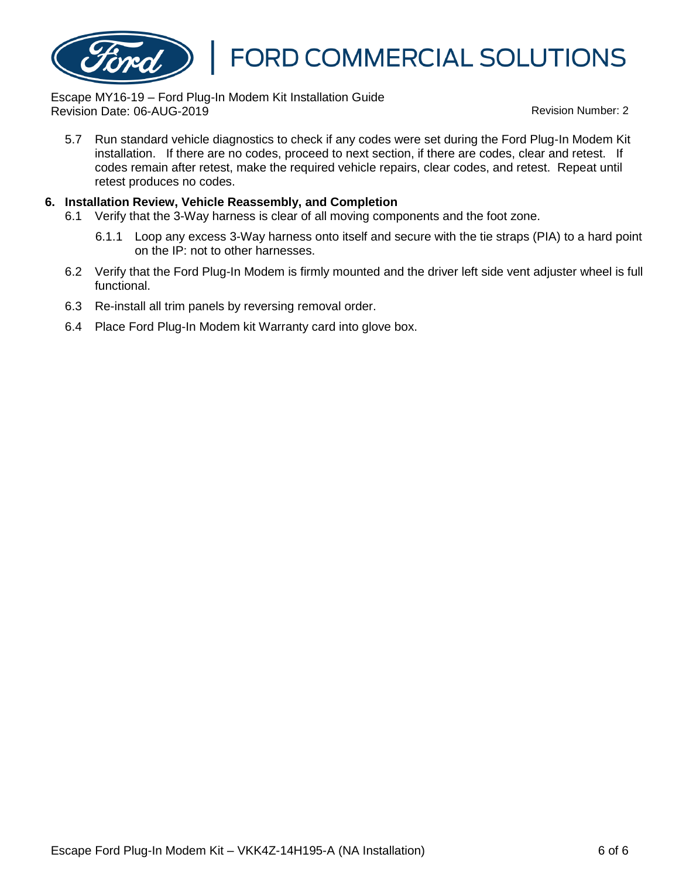5.7 Run standard vehicle diagnostics to check if any codes were set during the Ford Plug-In Modem Kit installation. If there are no codes, proceed to next section, if there are codes, clear and retest. If codes remain after retest, make the required vehicle repairs, clear codes, and retest. Repeat until retest produces no codes.

## 6. Installation Review, Vehicle Reassembly, and Completion

6.1 Verify that the 3-Way harness is clear of all moving components and the foot zone.

6.1.1 Loop any excess 3-Way harness onto itself and secure with the tie straps (PIA) to a hard point on the IP: not to other harnesses.

6.2 Verify that the Ford Plug-In Modem is firmly mounted and the driver left side vent adjuster wheel is full functional.

6.3 Re-install all trim panels by reversing removal order.

6.4 Place Ford Plug-In Modem kit Warranty card into glove box.